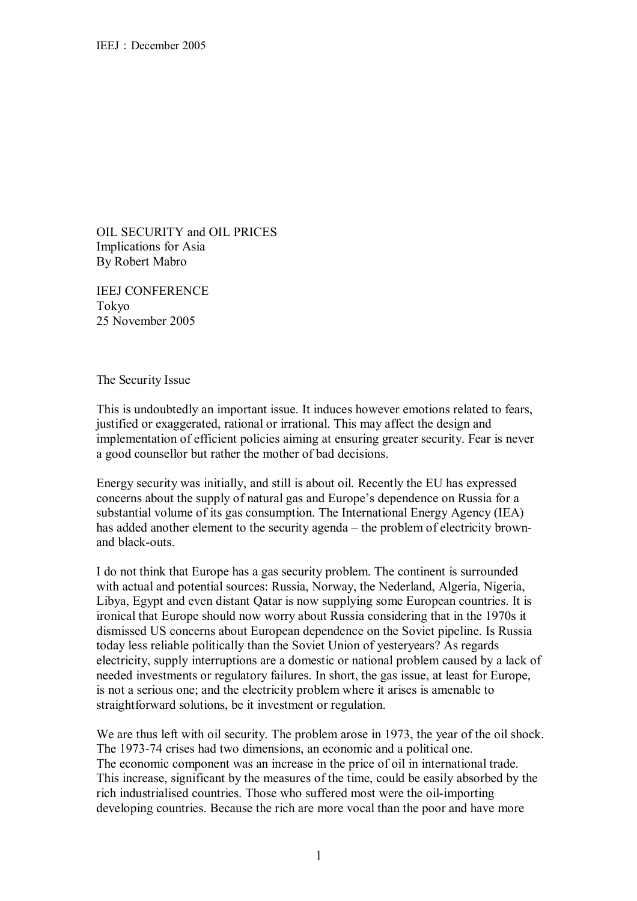# OIL SECURITY and OIL PRICES

Implications for Asia

By Robert Mabro

IEEJ CONFERENCE

Tokyo

25 November 2005

## The Security Issue

This is undoubtedly an important issue. It induces however emotions related to fears, justified or exaggerated, rational or irrational. This may affect the design and implementation of efficient policies aiming at ensuring greater security. Fear is never a good counsellor but rather the mother of bad decisions.

Energy security was initially, and still is about oil. Recently the EU has expressed concerns about the supply of natural gas and Europe's dependence on Russia for a substantial volume of its gas consumption. The International Energy Agency (IEA) has added another element to the security agenda – the problem of electricity brown- and black-outs.

I do not think that Europe has a gas security problem. The continent is surrounded with actual and potential sources: Russia, Norway, the Nederland, Algeria, Nigeria, Libya, Egypt and even distant Qatar is now supplying some European countries. It is ironical that Europe should now worry about Russia considering that in the 1970s it dismissed US concerns about European dependence on the Soviet pipeline. Is Russia today less reliable politically than the Soviet Union of yesteryears? As regards electricity, supply interruptions are a domestic or national problem caused by a lack of needed investments or regulatory failures. In short, the gas issue, at least for Europe, is not a serious one; and the electricity problem where it arises is amenable to straightforward solutions, be it investment or regulation.

We are thus left with oil security. The problem arose in 1973, the year of the oil shock. The 1973-74 crises had two dimensions, an economic and a political one.
The economic component was an increase in the price of oil in international trade. This increase, significant by the measures of the time, could be easily absorbed by the rich industrialised countries. Those who suffered most were the oil-importing developing countries. Because the rich are more vocal than the poor and have more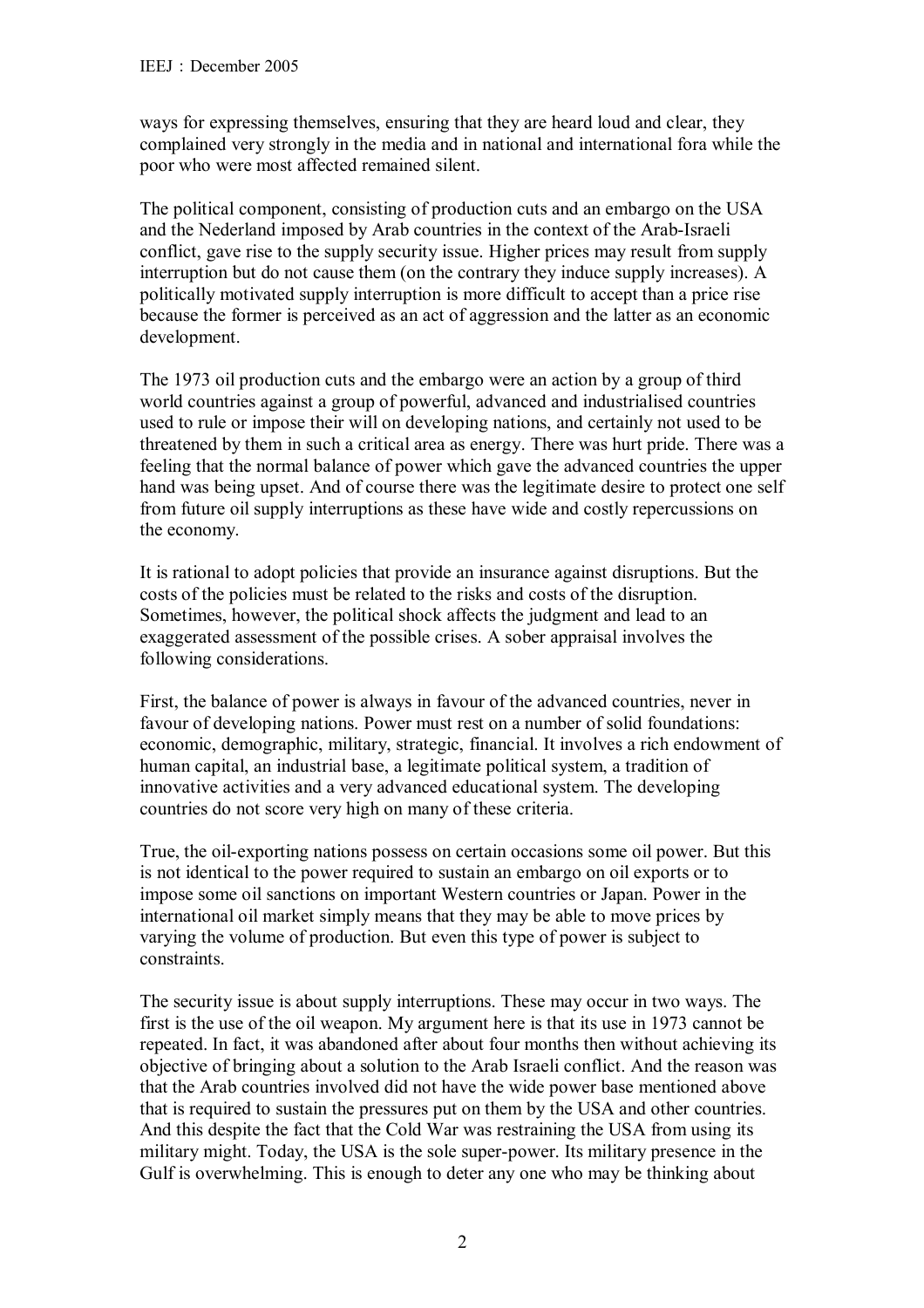ways for expressing themselves, ensuring that they are heard loud and clear, they complained very strongly in the media and in national and international fora while the poor who were most affected remained silent.

The political component, consisting of production cuts and an embargo on the USA and the Nederland imposed by Arab countries in the context of the Arab-Israeli conflict, gave rise to the supply security issue. Higher prices may result from supply interruption but do not cause them (on the contrary they induce supply increases). A politically motivated supply interruption is more difficult to accept than a price rise because the former is perceived as an act of aggression and the latter as an economic development.

The 1973 oil production cuts and the embargo were an action by a group of third world countries against a group of powerful, advanced and industrialised countries used to rule or impose their will on developing nations, and certainly not used to be threatened by them in such a critical area as energy. There was hurt pride. There was a feeling that the normal balance of power which gave the advanced countries the upper hand was being upset. And of course there was the legitimate desire to protect one self from future oil supply interruptions as these have wide and costly repercussions on the economy.

It is rational to adopt policies that provide an insurance against disruptions. But the costs of the policies must be related to the risks and costs of the disruption. Sometimes, however, the political shock affects the judgment and lead to an exaggerated assessment of the possible crises. A sober appraisal involves the following considerations.

First, the balance of power is always in favour of the advanced countries, never in favour of developing nations. Power must rest on a number of solid foundations: economic, demographic, military, strategic, financial. It involves a rich endowment of human capital, an industrial base, a legitimate political system, a tradition of innovative activities and a very advanced educational system. The developing countries do not score very high on many of these criteria.

True, the oil-exporting nations possess on certain occasions some oil power. But this is not identical to the power required to sustain an embargo on oil exports or to impose some oil sanctions on important Western countries or Japan. Power in the international oil market simply means that they may be able to move prices by varying the volume of production. But even this type of power is subject to constraints.

The security issue is about supply interruptions. These may occur in two ways. The first is the use of the oil weapon. My argument here is that its use in 1973 cannot be repeated. In fact, it was abandoned after about four months then without achieving its objective of bringing about a solution to the Arab Israeli conflict. And the reason was that the Arab countries involved did not have the wide power base mentioned above that is required to sustain the pressures put on them by the USA and other countries. And this despite the fact that the Cold War was restraining the USA from using its military might. Today, the USA is the sole super-power. Its military presence in the Gulf is overwhelming. This is enough to deter any one who may be thinking about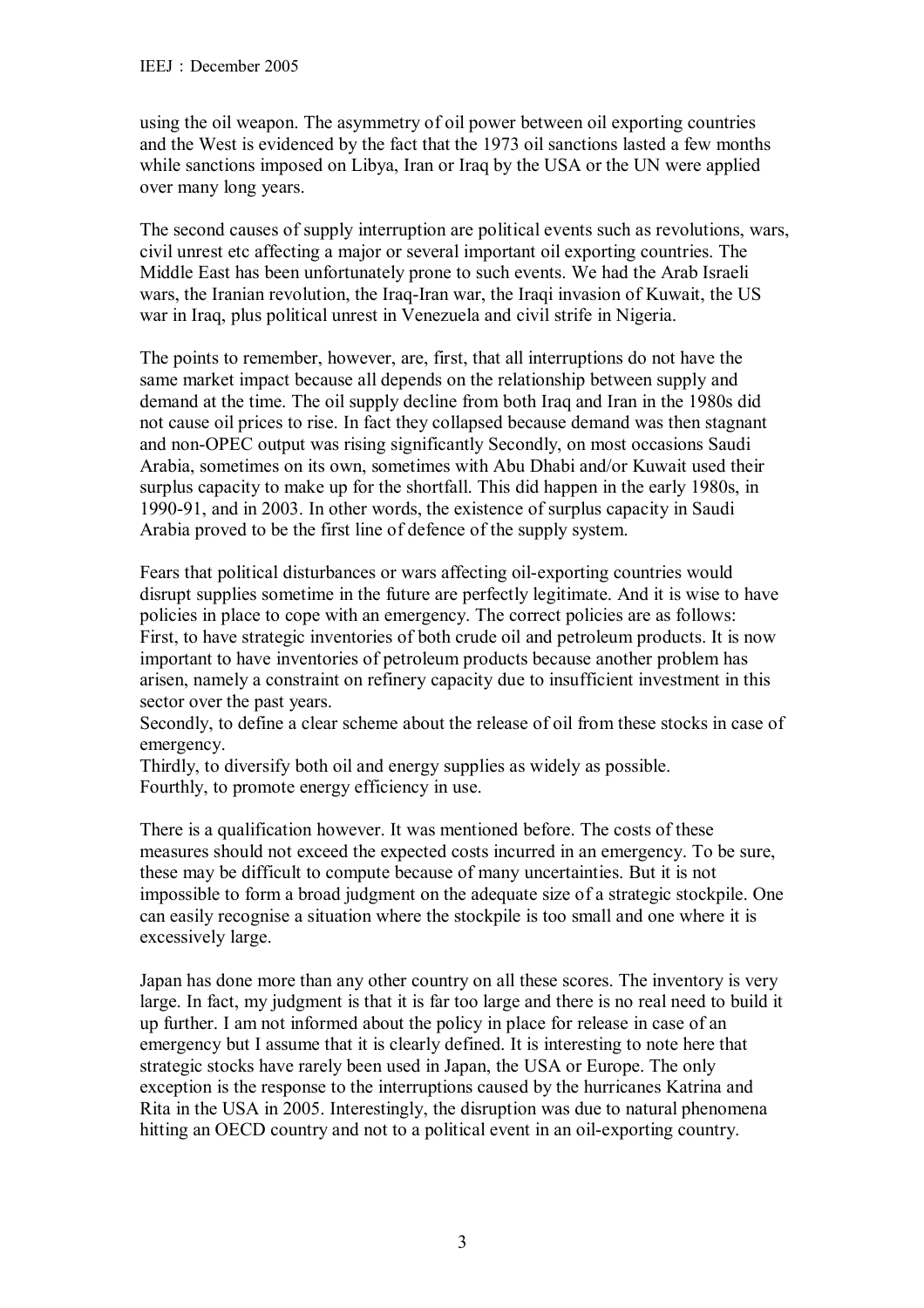using the oil weapon. The asymmetry of oil power between oil exporting countries and the West is evidenced by the fact that the 1973 oil sanctions lasted a few months while sanctions imposed on Libya, Iran or Iraq by the USA or the UN were applied over many long years.

The second causes of supply interruption are political events such as revolutions, wars, civil unrest etc affecting a major or several important oil exporting countries. The Middle East has been unfortunately prone to such events. We had the Arab Israeli wars, the Iranian revolution, the Iraq-Iran war, the Iraqi invasion of Kuwait, the US war in Iraq, plus political unrest in Venezuela and civil strife in Nigeria.

The points to remember, however, are, first, that all interruptions do not have the same market impact because all depends on the relationship between supply and demand at the time. The oil supply decline from both Iraq and Iran in the 1980s did not cause oil prices to rise. In fact they collapsed because demand was then stagnant and non-OPEC output was rising significantly Secondly, on most occasions Saudi Arabia, sometimes on its own, sometimes with Abu Dhabi and/or Kuwait used their surplus capacity to make up for the shortfall. This did happen in the early 1980s, in 1990-91, and in 2003. In other words, the existence of surplus capacity in Saudi Arabia proved to be the first line of defence of the supply system.

Fears that political disturbances or wars affecting oil-exporting countries would disrupt supplies sometime in the future are perfectly legitimate. And it is wise to have policies in place to cope with an emergency. The correct policies are as follows:
First, to have strategic inventories of both crude oil and petroleum products. It is now important to have inventories of petroleum products because another problem has arisen, namely a constraint on refinery capacity due to insufficient investment in this sector over the past years.
Secondly, to define a clear scheme about the release of oil from these stocks in case of emergency.
Thirdly, to diversify both oil and energy supplies as widely as possible.
Fourthly, to promote energy efficiency in use.

There is a qualification however. It was mentioned before. The costs of these measures should not exceed the expected costs incurred in an emergency. To be sure, these may be difficult to compute because of many uncertainties. But it is not impossible to form a broad judgment on the adequate size of a strategic stockpile. One can easily recognise a situation where the stockpile is too small and one where it is excessively large.

Japan has done more than any other country on all these scores. The inventory is very large. In fact, my judgment is that it is far too large and there is no real need to build it up further. I am not informed about the policy in place for release in case of an emergency but I assume that it is clearly defined. It is interesting to note here that strategic stocks have rarely been used in Japan, the USA or Europe. The only exception is the response to the interruptions caused by the hurricanes Katrina and Rita in the USA in 2005. Interestingly, the disruption was due to natural phenomena hitting an OECD country and not to a political event in an oil-exporting country.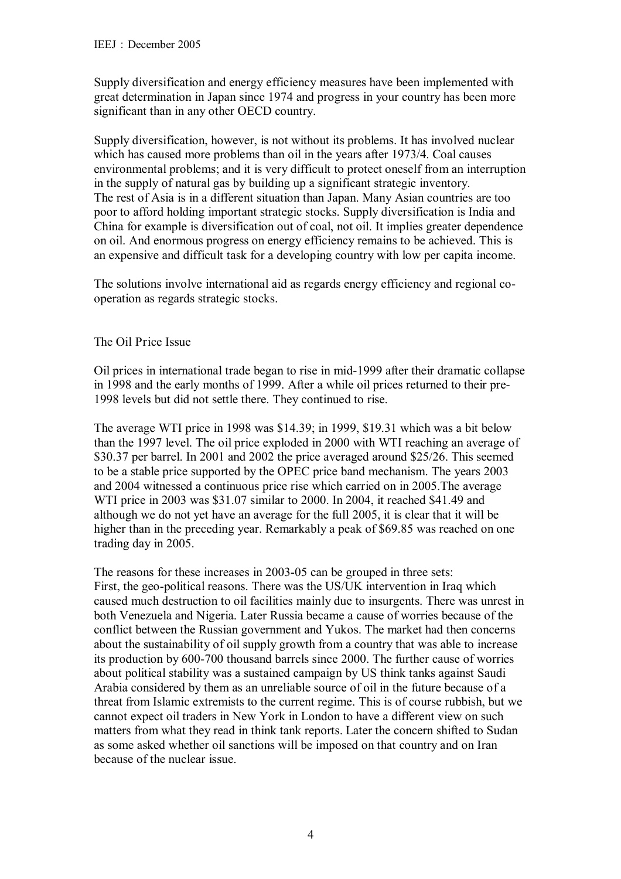Supply diversification and energy efficiency measures have been implemented with great determination in Japan since 1974 and progress in your country has been more significant than in any other OECD country.

Supply diversification, however, is not without its problems. It has involved nuclear which has caused more problems than oil in the years after 1973/4. Coal causes environmental problems; and it is very difficult to protect oneself from an interruption in the supply of natural gas by building up a significant strategic inventory.
The rest of Asia is in a different situation than Japan. Many Asian countries are too poor to afford holding important strategic stocks. Supply diversification is India and China for example is diversification out of coal, not oil. It implies greater dependence on oil. And enormous progress on energy efficiency remains to be achieved. This is an expensive and difficult task for a developing country with low per capita income.

The solutions involve international aid as regards energy efficiency and regional co-operation as regards strategic stocks.

## The Oil Price Issue

Oil prices in international trade began to rise in mid-1999 after their dramatic collapse in 1998 and the early months of 1999. After a while oil prices returned to their pre-1998 levels but did not settle there. They continued to rise.

The average WTI price in 1998 was $14.39; in 1999, $19.31 which was a bit below than the 1997 level. The oil price exploded in 2000 with WTI reaching an average of $30.37 per barrel. In 2001 and 2002 the price averaged around $25/26. This seemed to be a stable price supported by the OPEC price band mechanism. The years 2003 and 2004 witnessed a continuous price rise which carried on in 2005.The average WTI price in 2003 was $31.07 similar to 2000. In 2004, it reached $41.49 and although we do not yet have an average for the full 2005, it is clear that it will be higher than in the preceding year. Remarkably a peak of $69.85 was reached on one trading day in 2005.

The reasons for these increases in 2003-05 can be grouped in three sets:
First, the geo-political reasons. There was the US/UK intervention in Iraq which caused much destruction to oil facilities mainly due to insurgents. There was unrest in both Venezuela and Nigeria. Later Russia became a cause of worries because of the conflict between the Russian government and Yukos. The market had then concerns about the sustainability of oil supply growth from a country that was able to increase its production by 600-700 thousand barrels since 2000. The further cause of worries about political stability was a sustained campaign by US think tanks against Saudi Arabia considered by them as an unreliable source of oil in the future because of a threat from Islamic extremists to the current regime. This is of course rubbish, but we cannot expect oil traders in New York in London to have a different view on such matters from what they read in think tank reports. Later the concern shifted to Sudan as some asked whether oil sanctions will be imposed on that country and on Iran because of the nuclear issue.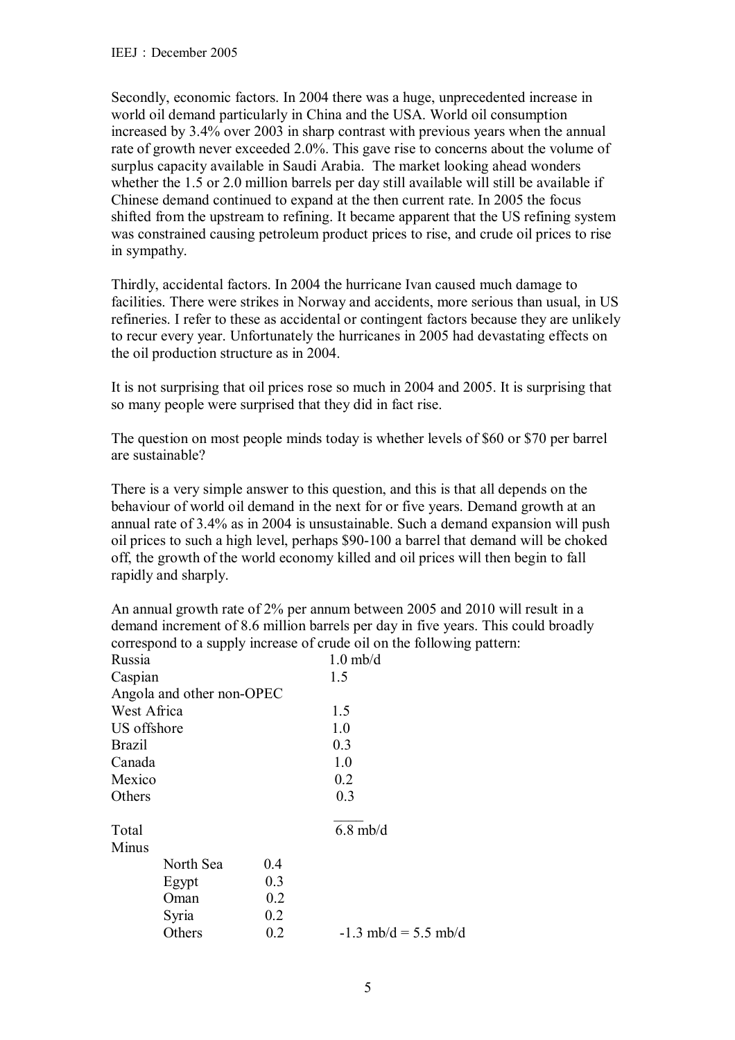Secondly, economic factors. In 2004 there was a huge, unprecedented increase in world oil demand particularly in China and the USA. World oil consumption increased by 3.4% over 2003 in sharp contrast with previous years when the annual rate of growth never exceeded 2.0%. This gave rise to concerns about the volume of surplus capacity available in Saudi Arabia. The market looking ahead wonders whether the 1.5 or 2.0 million barrels per day still available will still be available if Chinese demand continued to expand at the then current rate. In 2005 the focus shifted from the upstream to refining. It became apparent that the US refining system was constrained causing petroleum product prices to rise, and crude oil prices to rise in sympathy.

Thirdly, accidental factors. In 2004 the hurricane Ivan caused much damage to facilities. There were strikes in Norway and accidents, more serious than usual, in US refineries. I refer to these as accidental or contingent factors because they are unlikely to recur every year. Unfortunately the hurricanes in 2005 had devastating effects on the oil production structure as in 2004.

It is not surprising that oil prices rose so much in 2004 and 2005. It is surprising that so many people were surprised that they did in fact rise.

The question on most people minds today is whether levels of \$60 or \$70 per barrel are sustainable?

There is a very simple answer to this question, and this is that all depends on the behaviour of world oil demand in the next for or five years. Demand growth at an annual rate of 3.4% as in 2004 is unsustainable. Such a demand expansion will push oil prices to such a high level, perhaps \$90-100 a barrel that demand will be choked off, the growth of the world economy killed and oil prices will then begin to fall rapidly and sharply.

An annual growth rate of 2% per annum between 2005 and 2010 will result in a demand increment of 8.6 million barrels per day in five years. This could broadly correspond to a supply increase of crude oil on the following pattern:

| | | |
|---|---|---|
| Russia | | 1.0 mb/d |
| Caspian | | 1.5 |
| Angola and other non-OPEC | | |
| West Africa | | 1.5 |
| US offshore | | 1.0 |
| Brazil | | 0.3 |
| Canada | | 1.0 |
| Mexico | | 0.2 |
| Others | | 0.3 |
| Total | | 6.8 mb/d |
| Minus | | |
| North Sea | 0.4 | |
| Egypt | 0.3 | |
| Oman | 0.2 | |
| Syria | 0.2 | |
| Others | 0.2 | -1.3 mb/d = 5.5 mb/d |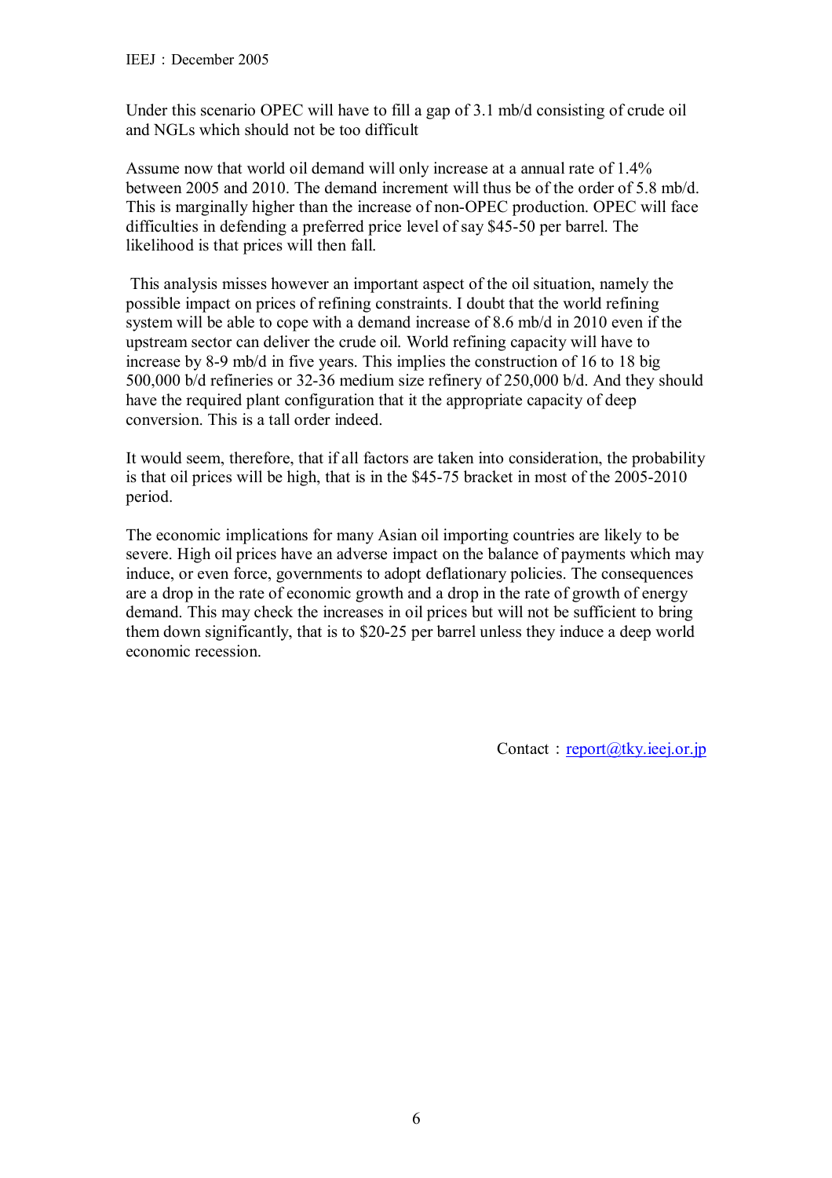Under this scenario OPEC will have to fill a gap of 3.1 mb/d consisting of crude oil and NGLs which should not be too difficult

Assume now that world oil demand will only increase at a annual rate of 1.4% between 2005 and 2010. The demand increment will thus be of the order of 5.8 mb/d. This is marginally higher than the increase of non-OPEC production. OPEC will face difficulties in defending a preferred price level of say $45-50 per barrel. The likelihood is that prices will then fall.

This analysis misses however an important aspect of the oil situation, namely the possible impact on prices of refining constraints. I doubt that the world refining system will be able to cope with a demand increase of 8.6 mb/d in 2010 even if the upstream sector can deliver the crude oil. World refining capacity will have to increase by 8-9 mb/d in five years. This implies the construction of 16 to 18 big 500,000 b/d refineries or 32-36 medium size refinery of 250,000 b/d. And they should have the required plant configuration that it the appropriate capacity of deep conversion. This is a tall order indeed.

It would seem, therefore, that if all factors are taken into consideration, the probability is that oil prices will be high, that is in the $45-75 bracket in most of the 2005-2010 period.

The economic implications for many Asian oil importing countries are likely to be severe. High oil prices have an adverse impact on the balance of payments which may induce, or even force, governments to adopt deflationary policies. The consequences are a drop in the rate of economic growth and a drop in the rate of growth of energy demand. This may check the increases in oil prices but will not be sufficient to bring them down significantly, that is to $20-25 per barrel unless they induce a deep world economic recession.

Contact：report@tky.ieej.or.jp